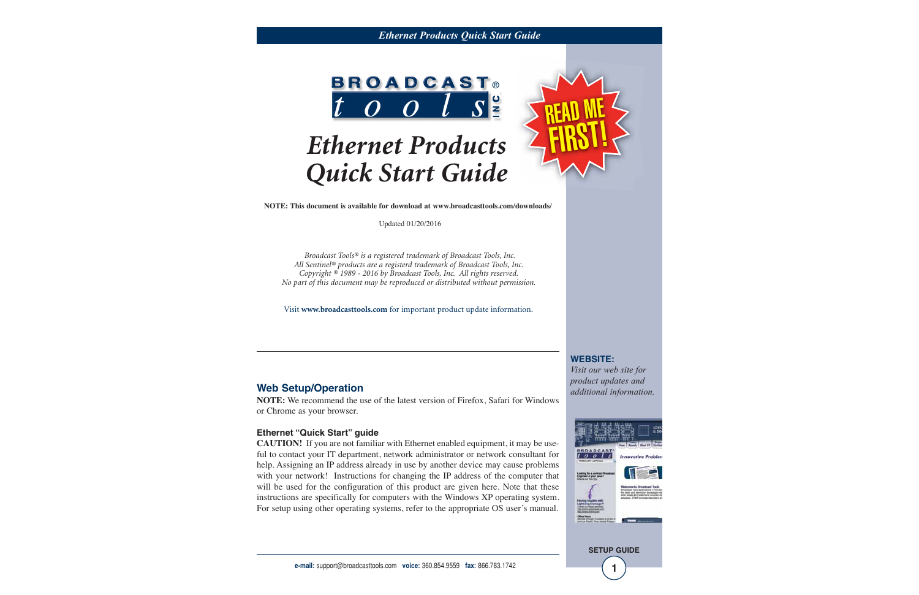BROADCAST® tools INC

# Ethernet Products Quick Start Guide

READ ME FIRST!

**NOTE: This document is available for download at www.broadcasttools.com/downloads/**

Updated 01/20/2016

*Broadcast Tools® is a registered trademark of Broadcast Tools, Inc.*
*All Sentinel® products are a registerd trademark of Broadcast Tools, Inc.*
*Copyright ® 1989 - 2016 by Broadcast Tools, Inc. All rights reserved.*
*No part of this document may be reproduced or distributed without permission.*

Visit **www.broadcasttools.com** for important product update information.

**WEBSITE:**
*Visit our web site for product updates and additional information.*

## Web Setup/Operation

**NOTE:** We recommend the use of the latest version of Firefox, Safari for Windows or Chrome as your browser.

### Ethernet "Quick Start" guide

**CAUTION!** If you are not familiar with Ethernet enabled equipment, it may be useful to contact your IT department, network administrator or network consultant for help. Assigning an IP address already in use by another device may cause problems with your network! Instructions for changing the IP address of the computer that will be used for the configuration of this product are given here. Note that these instructions are specifically for computers with the Windows XP operating system. For setup using other operating systems, refer to the appropriate OS user's manual.

**e-mail:** support@broadcasttools.com **voice:** 360.854.9559 **fax:** 866.783.1742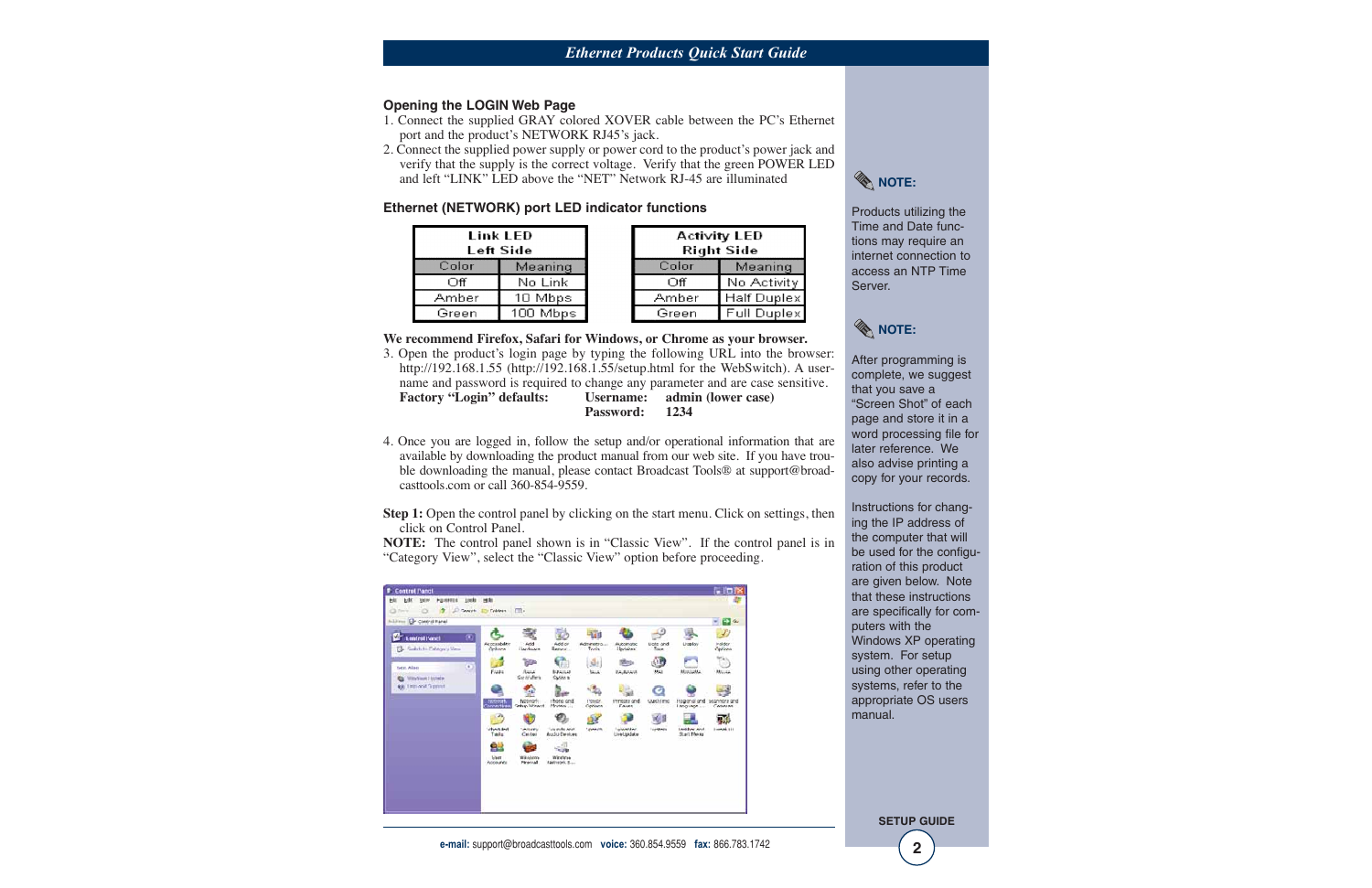### Opening the LOGIN Web Page

1. Connect the supplied GRAY colored XOVER cable between the PC's Ethernet port and the product's NETWORK RJ45's jack.
2. Connect the supplied power supply or power cord to the product's power jack and verify that the supply is the correct voltage. Verify that the green POWER LED and left "LINK" LED above the "NET" Network RJ-45 are illuminated

### Ethernet (NETWORK) port LED indicator functions

| Link LED Left Side | |
|---|---|
| Color | Meaning |
| Off | No Link |
| Amber | 10 Mbps |
| Green | 100 Mbps |

| Activity LED Right Side | |
|---|---|
| Color | Meaning |
| Off | No Activity |
| Amber | Half Duplex |
| Green | Full Duplex |

**We recommend Firefox, Safari for Windows, or Chrome as your browser.**

3. Open the product's login page by typing the following URL into the browser: http://192.168.1.55 (http://192.168.1.55/setup.html for the WebSwitch). A username and password is required to change any parameter and are case sensitive.
   **Factory "Login" defaults:** **Username:** **admin (lower case)**
   **Password:** **1234**

4. Once you are logged in, follow the setup and/or operational information that are available by downloading the product manual from our web site. If you have trouble downloading the manual, please contact Broadcast Tools® at support@broadcasttools.com or call 360-854-9559.

**Step 1:** Open the control panel by clicking on the start menu. Click on settings, then click on Control Panel.

**NOTE:** The control panel shown is in "Classic View". If the control panel is in "Category View", select the "Classic View" option before proceeding.

**NOTE:**

Products utilizing the Time and Date functions may require an internet connection to access an NTP Time Server.

**NOTE:**

After programming is complete, we suggest that you save a "Screen Shot" of each page and store it in a word processing file for later reference. We also advise printing a copy for your records.

Instructions for changing the IP address of the computer that will be used for the configuration of this product are given below. Note that these instructions are specifically for computers with the Windows XP operating system. For setup using other operating systems, refer to the appropriate OS users manual.

**e-mail:** support@broadcasttools.com **voice:** 360.854.9559 **fax:** 866.783.1742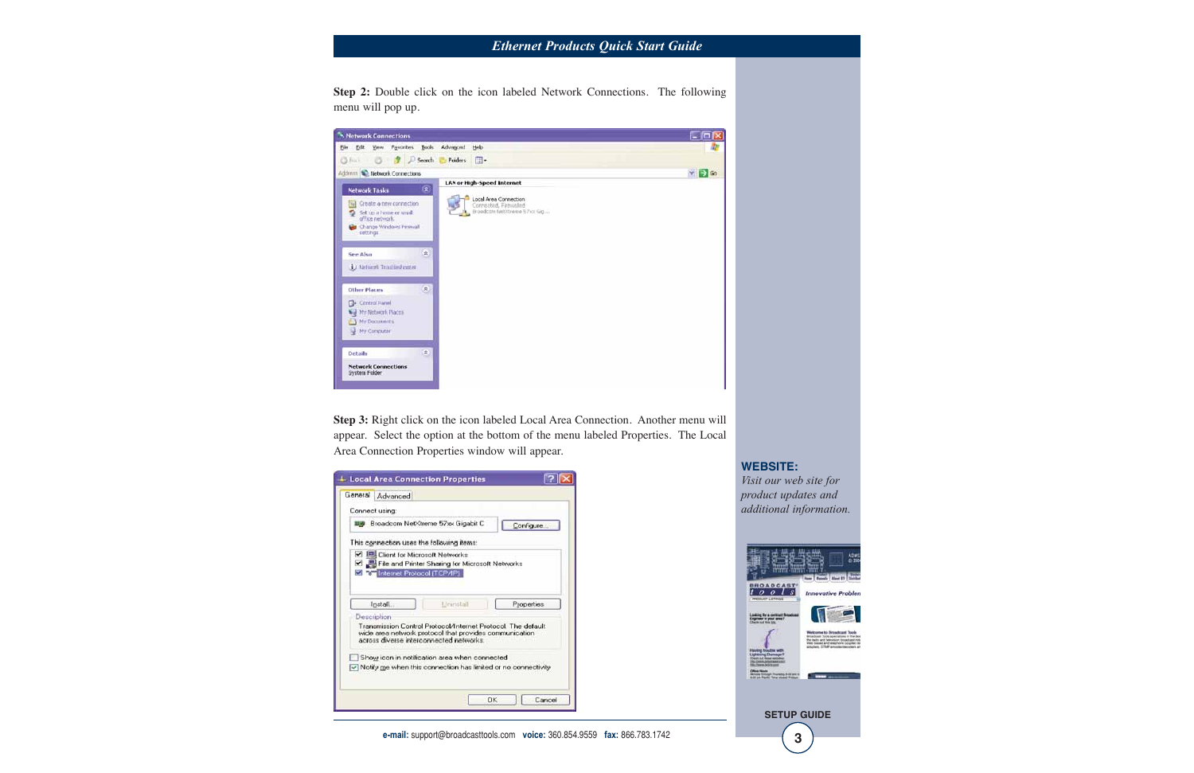**Step 2:** Double click on the icon labeled Network Connections. The following menu will pop up.

**Step 3:** Right click on the icon labeled Local Area Connection. Another menu will appear. Select the option at the bottom of the menu labeled Properties. The Local Area Connection Properties window will appear.

**WEBSITE:**

*Visit our web site for product updates and additional information.*

**SETUP GUIDE**

**e-mail:** support@broadcasttools.com **voice:** 360.854.9559 **fax:** 866.783.1742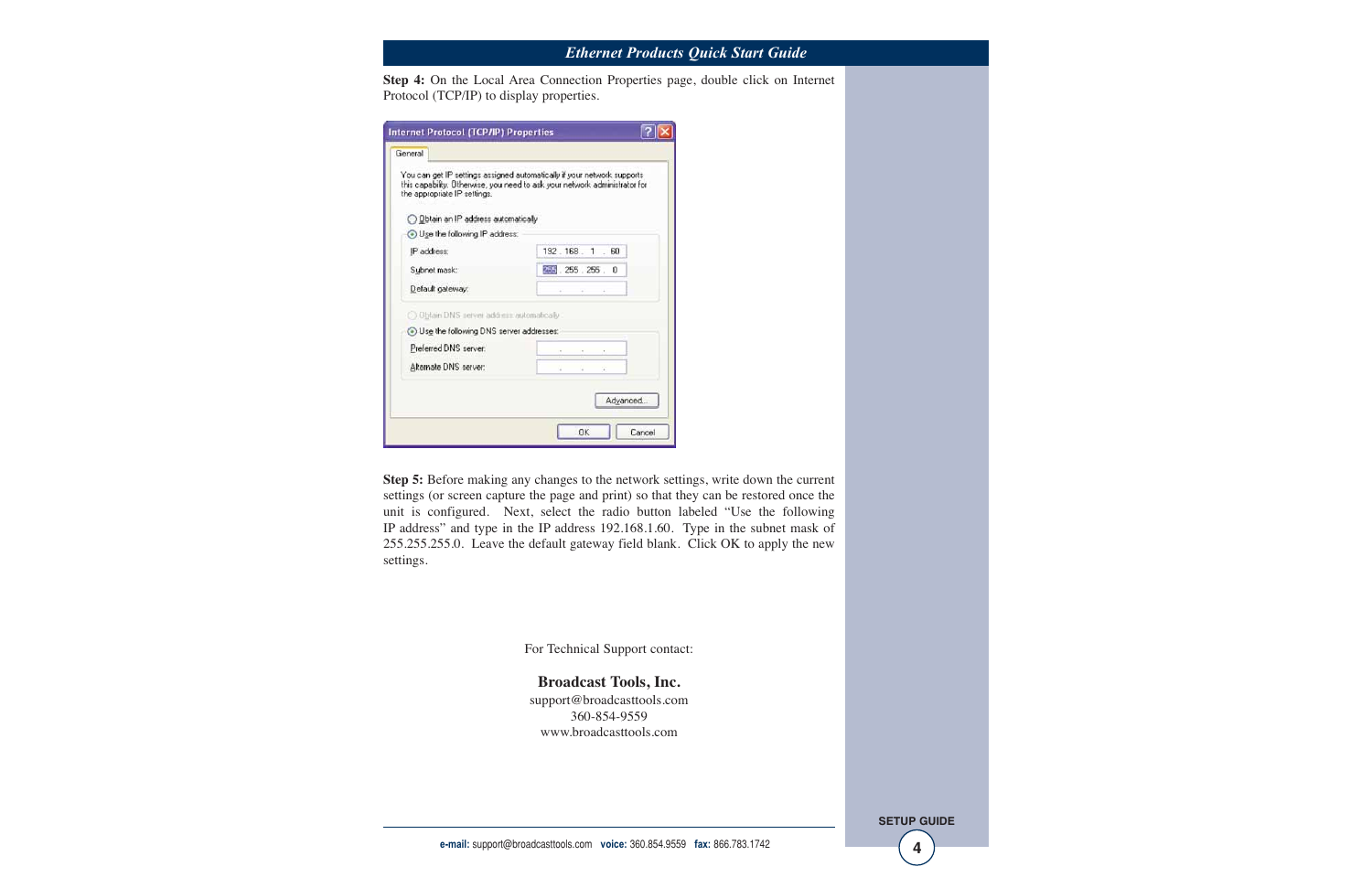**Step 4:** On the Local Area Connection Properties page, double click on Internet Protocol (TCP/IP) to display properties.

**Step 5:** Before making any changes to the network settings, write down the current settings (or screen capture the page and print) so that they can be restored once the unit is configured. Next, select the radio button labeled "Use the following IP address" and type in the IP address 192.168.1.60. Type in the subnet mask of 255.255.255.0. Leave the default gateway field blank. Click OK to apply the new settings.

For Technical Support contact:

**Broadcast Tools, Inc.**
support@broadcasttools.com
360-854-9559
www.broadcasttools.com